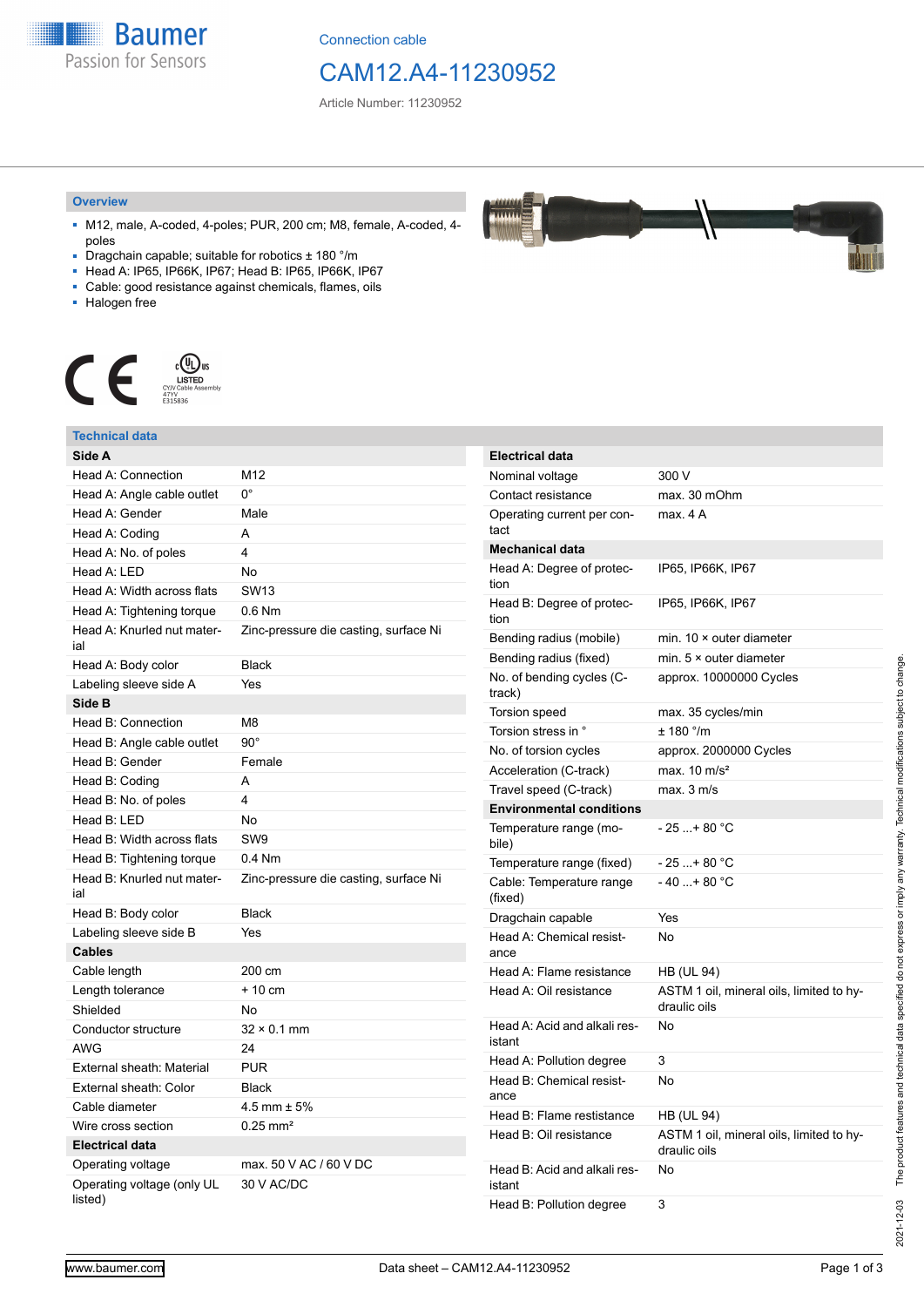Connection cable

# CAM12.A4-11230952

Article Number: 11230952

## Overview

- M12, male, A-coded, 4-poles; PUR, 200 cm; M8, female, A-coded, 4-poles
- Dragchain capable; suitable for robotics ± 180 °/m
- Head A: IP65, IP66K, IP67; Head B: IP65, IP66K, IP67
- Cable: good resistance against chemicals, flames, oils
- Halogen free

LISTED
CYJV Cable Assembly
47YV
E315836

## Technical data

| **Side A** | |
|---|---|
| Head A: Connection | M12 |
| Head A: Angle cable outlet | 0° |
| Head A: Gender | Male |
| Head A: Coding | A |
| Head A: No. of poles | 4 |
| Head A: LED | No |
| Head A: Width across flats | SW13 |
| Head A: Tightening torque | 0.6 Nm |
| Head A: Knurled nut material | Zinc-pressure die casting, surface Ni |
| Head A: Body color | Black |
| Labeling sleeve side A | Yes |
| **Side B** | |
| Head B: Connection | M8 |
| Head B: Angle cable outlet | 90° |
| Head B: Gender | Female |
| Head B: Coding | A |
| Head B: No. of poles | 4 |
| Head B: LED | No |
| Head B: Width across flats | SW9 |
| Head B: Tightening torque | 0.4 Nm |
| Head B: Knurled nut material | Zinc-pressure die casting, surface Ni |
| Head B: Body color | Black |
| Labeling sleeve side B | Yes |
| **Cables** | |
| Cable length | 200 cm |
| Length tolerance | + 10 cm |
| Shielded | No |
| Conductor structure | 32 × 0.1 mm |
| AWG | 24 |
| External sheath: Material | PUR |
| External sheath: Color | Black |
| Cable diameter | 4.5 mm ± 5% |
| Wire cross section | 0.25 mm² |
| **Electrical data** | |
| Operating voltage | max. 50 V AC / 60 V DC |
| Operating voltage (only UL listed) | 30 V AC/DC |

| **Electrical data** | |
|---|---|
| Nominal voltage | 300 V |
| Contact resistance | max. 30 mOhm |
| Operating current per contact | max. 4 A |
| **Mechanical data** | |
| Head A: Degree of protection | IP65, IP66K, IP67 |
| Head B: Degree of protection | IP65, IP66K, IP67 |
| Bending radius (mobile) | min. 10 × outer diameter |
| Bending radius (fixed) | min. 5 × outer diameter |
| No. of bending cycles (C-track) | approx. 10000000 Cycles |
| Torsion speed | max. 35 cycles/min |
| Torsion stress in ° | ± 180 °/m |
| No. of torsion cycles | approx. 2000000 Cycles |
| Acceleration (C-track) | max. 10 m/s² |
| Travel speed (C-track) | max. 3 m/s |
| **Environmental conditions** | |
| Temperature range (mobile) | - 25 ...+ 80 °C |
| Temperature range (fixed) | - 25 ...+ 80 °C |
| Cable: Temperature range (fixed) | - 40 ...+ 80 °C |
| Dragchain capable | Yes |
| Head A: Chemical resistance | No |
| Head A: Flame resistance | HB (UL 94) |
| Head A: Oil resistance | ASTM 1 oil, mineral oils, limited to hydraulic oils |
| Head A: Acid and alkali resistant | No |
| Head A: Pollution degree | 3 |
| Head B: Chemical resistance | No |
| Head B: Flame resistance | HB (UL 94) |
| Head B: Oil resistance | ASTM 1 oil, mineral oils, limited to hydraulic oils |
| Head B: Acid and alkali resistant | No |
| Head B: Pollution degree | 3 |

2021-12-03 The product features and technical data specified do not express or imply any warranty. Technical modifications subject to change.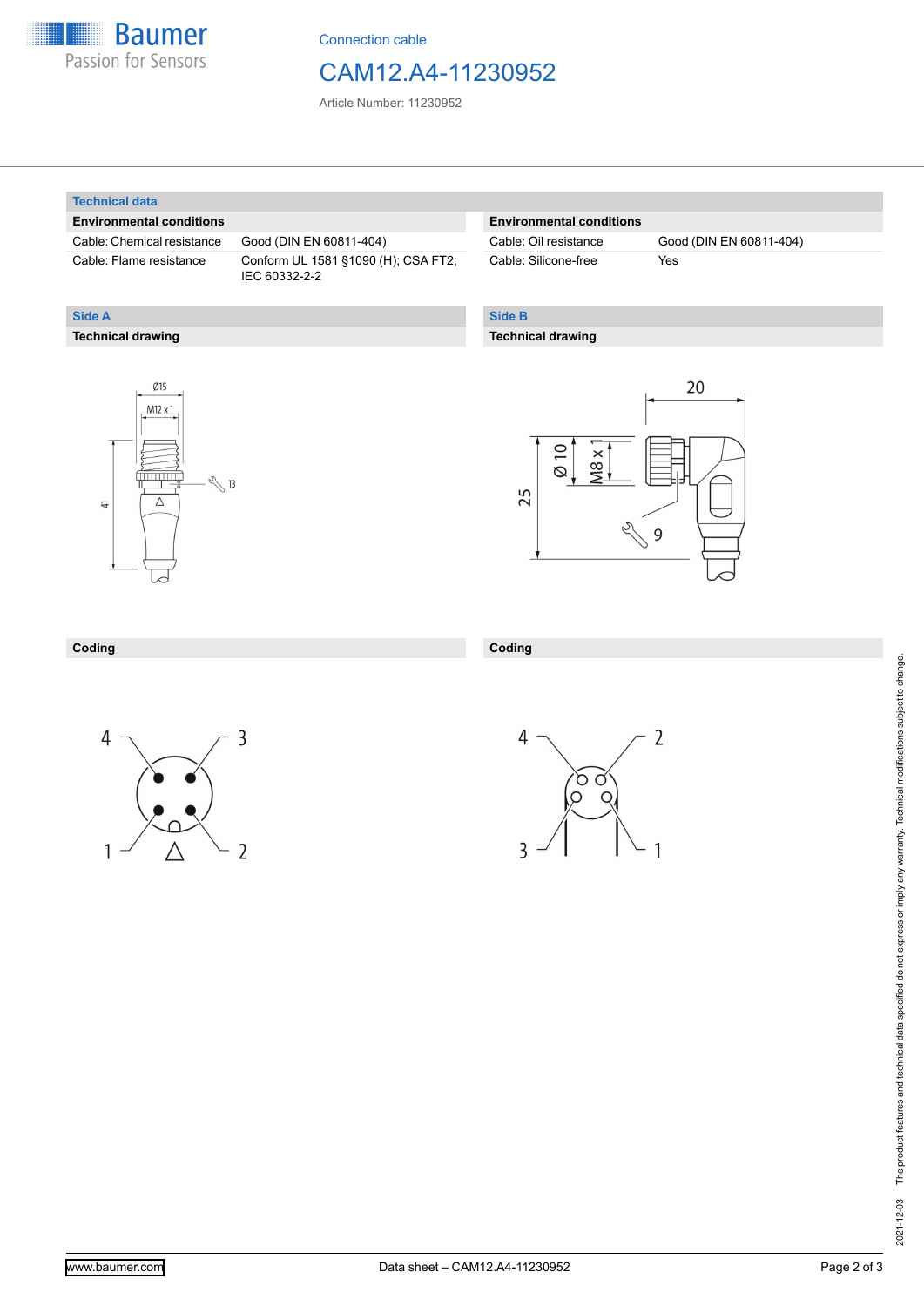Connection cable

# CAM12.A4-11230952

Article Number: 11230952

## Technical data

### Environmental conditions

| Cable: Chemical resistance | Good (DIN EN 60811-404) |
|---|---|
| Cable: Flame resistance | Conform UL 1581 §1090 (H); CSA FT2; IEC 60332-2-2 |
| Cable: Oil resistance | Good (DIN EN 60811-404) |
| Cable: Silicone-free | Yes |

## Side A

### Technical drawing

Ø15

M12 x 1

13

41

### Coding

4, 3, 1, 2

## Side B

### Technical drawing

20

Ø 10

M8 x 1

25

9

### Coding

4, 2, 3, 1

2021-12-03 The product features and technical data specified do not express or imply any warranty. Technical modifications subject to change.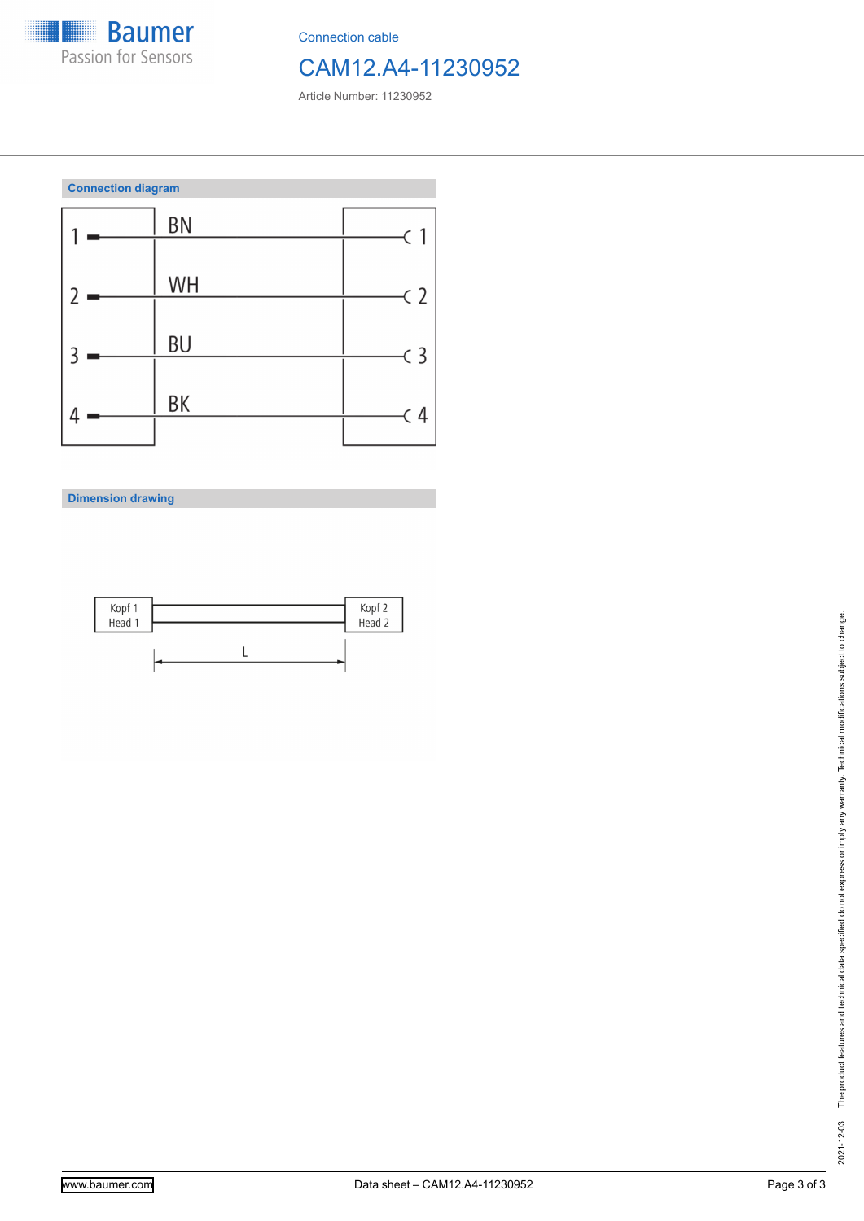Connection cable

# CAM12.A4-11230952

Article Number: 11230952

## Connection diagram

1 BN 1
2 WH 2
3 BU 3
4 BK 4

## Dimension drawing

Kopf 1
Head 1

Kopf 2
Head 2

L

2021-12-03 The product features and technical data specified do not express or imply any warranty. Technical modifications subject to change.